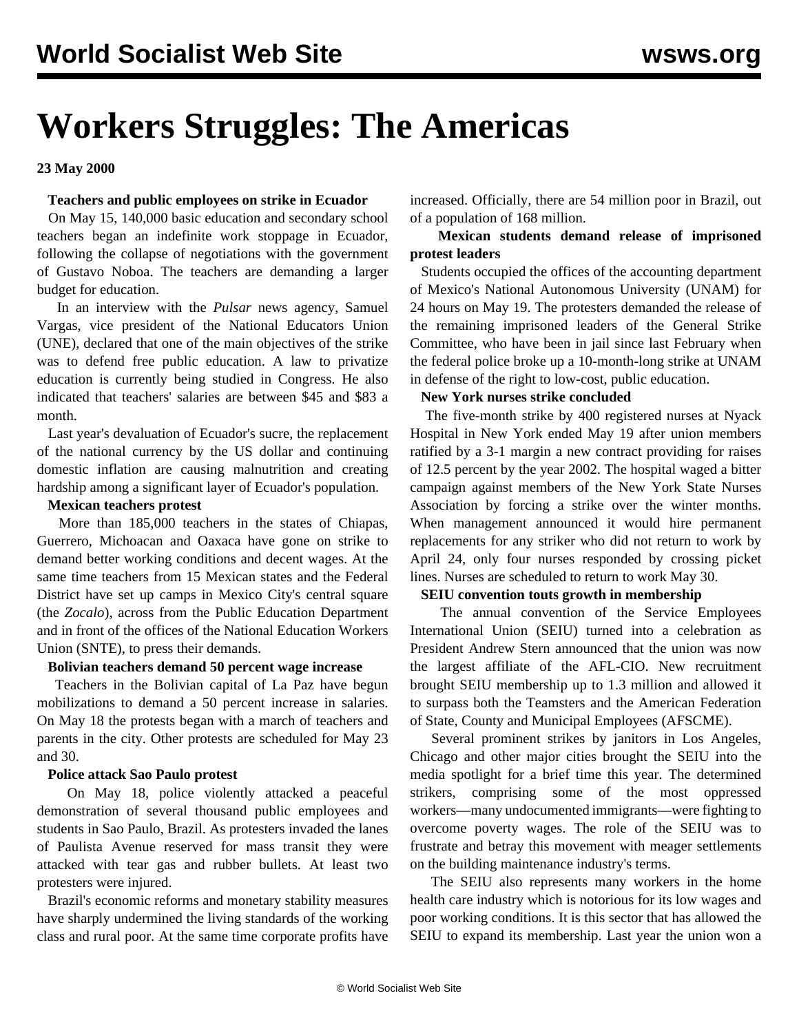# Workers Struggles: The Americas

**23 May 2000**

**Teachers and public employees on strike in Ecuador**

On May 15, 140,000 basic education and secondary school teachers began an indefinite work stoppage in Ecuador, following the collapse of negotiations with the government of Gustavo Noboa. The teachers are demanding a larger budget for education.

In an interview with the *Pulsar* news agency, Samuel Vargas, vice president of the National Educators Union (UNE), declared that one of the main objectives of the strike was to defend free public education. A law to privatize education is currently being studied in Congress. He also indicated that teachers' salaries are between $45 and $83 a month.

Last year's devaluation of Ecuador's sucre, the replacement of the national currency by the US dollar and continuing domestic inflation are causing malnutrition and creating hardship among a significant layer of Ecuador's population.

**Mexican teachers protest**

More than 185,000 teachers in the states of Chiapas, Guerrero, Michoacan and Oaxaca have gone on strike to demand better working conditions and decent wages. At the same time teachers from 15 Mexican states and the Federal District have set up camps in Mexico City's central square (the *Zocalo*), across from the Public Education Department and in front of the offices of the National Education Workers Union (SNTE), to press their demands.

**Bolivian teachers demand 50 percent wage increase**

Teachers in the Bolivian capital of La Paz have begun mobilizations to demand a 50 percent increase in salaries. On May 18 the protests began with a march of teachers and parents in the city. Other protests are scheduled for May 23 and 30.

**Police attack Sao Paulo protest**

On May 18, police violently attacked a peaceful demonstration of several thousand public employees and students in Sao Paulo, Brazil. As protesters invaded the lanes of Paulista Avenue reserved for mass transit they were attacked with tear gas and rubber bullets. At least two protesters were injured.

Brazil's economic reforms and monetary stability measures have sharply undermined the living standards of the working class and rural poor. At the same time corporate profits have increased. Officially, there are 54 million poor in Brazil, out of a population of 168 million.

**Mexican students demand release of imprisoned protest leaders**

Students occupied the offices of the accounting department of Mexico's National Autonomous University (UNAM) for 24 hours on May 19. The protesters demanded the release of the remaining imprisoned leaders of the General Strike Committee, who have been in jail since last February when the federal police broke up a 10-month-long strike at UNAM in defense of the right to low-cost, public education.

**New York nurses strike concluded**

The five-month strike by 400 registered nurses at Nyack Hospital in New York ended May 19 after union members ratified by a 3-1 margin a new contract providing for raises of 12.5 percent by the year 2002. The hospital waged a bitter campaign against members of the New York State Nurses Association by forcing a strike over the winter months. When management announced it would hire permanent replacements for any striker who did not return to work by April 24, only four nurses responded by crossing picket lines. Nurses are scheduled to return to work May 30.

**SEIU convention touts growth in membership**

The annual convention of the Service Employees International Union (SEIU) turned into a celebration as President Andrew Stern announced that the union was now the largest affiliate of the AFL-CIO. New recruitment brought SEIU membership up to 1.3 million and allowed it to surpass both the Teamsters and the American Federation of State, County and Municipal Employees (AFSCME).

Several prominent strikes by janitors in Los Angeles, Chicago and other major cities brought the SEIU into the media spotlight for a brief time this year. The determined strikers, comprising some of the most oppressed workers—many undocumented immigrants—were fighting to overcome poverty wages. The role of the SEIU was to frustrate and betray this movement with meager settlements on the building maintenance industry's terms.

The SEIU also represents many workers in the home health care industry which is notorious for its low wages and poor working conditions. It is this sector that has allowed the SEIU to expand its membership. Last year the union won a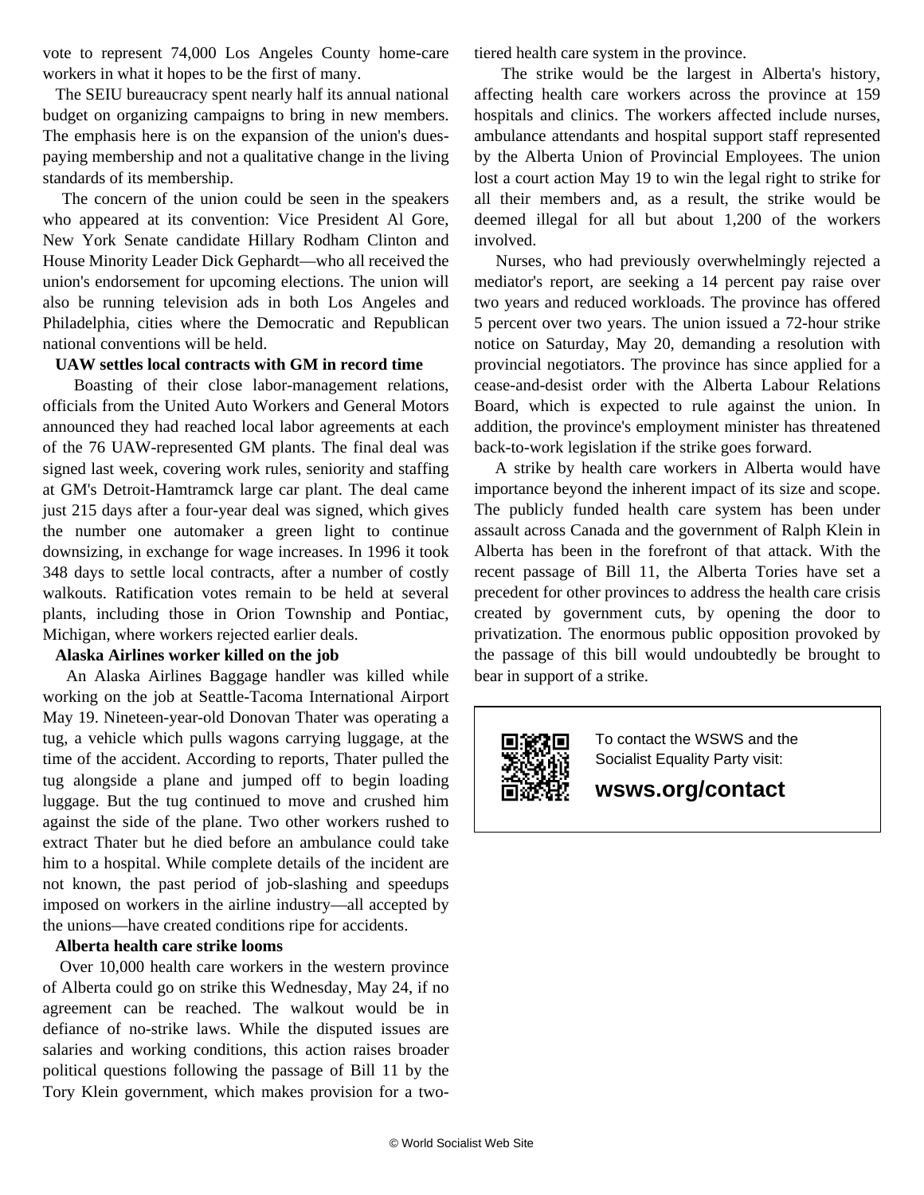vote to represent 74,000 Los Angeles County home-care workers in what it hopes to be the first of many.

The SEIU bureaucracy spent nearly half its annual national budget on organizing campaigns to bring in new members. The emphasis here is on the expansion of the union's dues-paying membership and not a qualitative change in the living standards of its membership.

The concern of the union could be seen in the speakers who appeared at its convention: Vice President Al Gore, New York Senate candidate Hillary Rodham Clinton and House Minority Leader Dick Gephardt—who all received the union's endorsement for upcoming elections. The union will also be running television ads in both Los Angeles and Philadelphia, cities where the Democratic and Republican national conventions will be held.

**UAW settles local contracts with GM in record time**

Boasting of their close labor-management relations, officials from the United Auto Workers and General Motors announced they had reached local labor agreements at each of the 76 UAW-represented GM plants. The final deal was signed last week, covering work rules, seniority and staffing at GM's Detroit-Hamtramck large car plant. The deal came just 215 days after a four-year deal was signed, which gives the number one automaker a green light to continue downsizing, in exchange for wage increases. In 1996 it took 348 days to settle local contracts, after a number of costly walkouts. Ratification votes remain to be held at several plants, including those in Orion Township and Pontiac, Michigan, where workers rejected earlier deals.

**Alaska Airlines worker killed on the job**

An Alaska Airlines Baggage handler was killed while working on the job at Seattle-Tacoma International Airport May 19. Nineteen-year-old Donovan Thater was operating a tug, a vehicle which pulls wagons carrying luggage, at the time of the accident. According to reports, Thater pulled the tug alongside a plane and jumped off to begin loading luggage. But the tug continued to move and crushed him against the side of the plane. Two other workers rushed to extract Thater but he died before an ambulance could take him to a hospital. While complete details of the incident are not known, the past period of job-slashing and speedups imposed on workers in the airline industry—all accepted by the unions—have created conditions ripe for accidents.

**Alberta health care strike looms**

Over 10,000 health care workers in the western province of Alberta could go on strike this Wednesday, May 24, if no agreement can be reached. The walkout would be in defiance of no-strike laws. While the disputed issues are salaries and working conditions, this action raises broader political questions following the passage of Bill 11 by the Tory Klein government, which makes provision for a two-tiered health care system in the province.

The strike would be the largest in Alberta's history, affecting health care workers across the province at 159 hospitals and clinics. The workers affected include nurses, ambulance attendants and hospital support staff represented by the Alberta Union of Provincial Employees. The union lost a court action May 19 to win the legal right to strike for all their members and, as a result, the strike would be deemed illegal for all but about 1,200 of the workers involved.

Nurses, who had previously overwhelmingly rejected a mediator's report, are seeking a 14 percent pay raise over two years and reduced workloads. The province has offered 5 percent over two years. The union issued a 72-hour strike notice on Saturday, May 20, demanding a resolution with provincial negotiators. The province has since applied for a cease-and-desist order with the Alberta Labour Relations Board, which is expected to rule against the union. In addition, the province's employment minister has threatened back-to-work legislation if the strike goes forward.

A strike by health care workers in Alberta would have importance beyond the inherent impact of its size and scope. The publicly funded health care system has been under assault across Canada and the government of Ralph Klein in Alberta has been in the forefront of that attack. With the recent passage of Bill 11, the Alberta Tories have set a precedent for other provinces to address the health care crisis created by government cuts, by opening the door to privatization. The enormous public opposition provoked by the passage of this bill would undoubtedly be brought to bear in support of a strike.

To contact the WSWS and the Socialist Equality Party visit:

**wsws.org/contact**